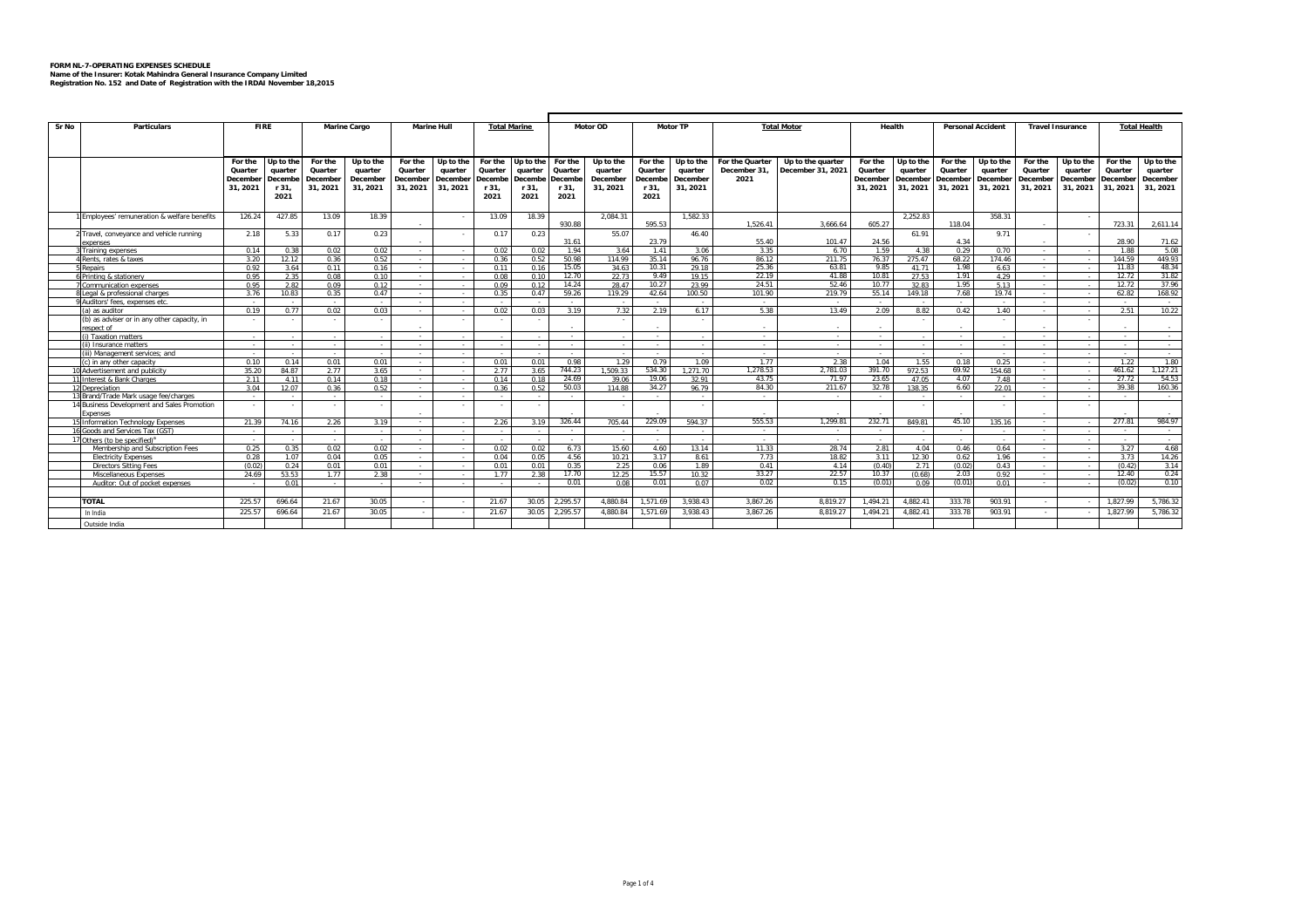**FORM NL-7-OPERATING EXPENSES SCHEDULE**
**Name of the Insurer: Kotak Mahindra General Insurance Company Limited**
**Registration No. 152 and Date of Registration with the IRDAI November 18,2015**

| Sr No | Particulars | FIRE | | Marine Cargo | | Marine Hull | | Total Marine | | Motor OD | | Motor TP | | Total Motor | | Health | | Personal Accident | | Travel Insurance | | Total Health | |
|---|---|---|---|---|---|---|---|---|---|---|---|---|---|---|---|---|---|---|---|---|---|---|---|
| | | For the Quarter December 31, 2021 | Up to the quarter December 31, 2021 | For the Quarter December 31, 2021 | Up to the quarter December 31, 2021 | For the Quarter December 31, 2021 | Up to the quarter December 31, 2021 | For the Quarter December 31, 2021 | Up to the quarter December 31, 2021 | For the Quarter December 31, 2021 | Up to the quarter December 31, 2021 | For the Quarter December 31, 2021 | Up to the quarter December 31, 2021 | For the Quarter December 31, 2021 | Up to the quarter December 31, 2021 | For the Quarter December 31, 2021 | Up to the quarter December 31, 2021 | For the Quarter December 31, 2021 | Up to the quarter December 31, 2021 | For the Quarter December 31, 2021 | Up to the quarter December 31, 2021 | For the Quarter December 31, 2021 | Up to the quarter December 31, 2021 |
| 1 | Employees' remuneration & welfare benefits | 126.24 | 427.85 | 13.09 | 18.39 | - | - | 13.09 | 18.39 | 930.88 | 2,084.31 | 595.53 | 1,582.33 | 1,526.41 | 3,666.64 | 605.27 | 2,252.83 | 118.04 | 358.31 | - | - | 723.31 | 2,611.14 |
| 2 | Travel, conveyance and vehicle running expenses | 2.18 | 5.33 | 0.17 | 0.23 | - | - | 0.17 | 0.23 | 31.61 | 55.07 | 23.79 | 46.40 | 55.40 | 101.47 | 24.56 | 61.91 | 4.34 | 9.71 | - | - | 28.90 | 71.62 |
| 3 | Training expenses | 0.14 | 0.38 | 0.02 | 0.02 | - | - | 0.02 | 0.02 | 1.94 | 3.64 | 1.41 | 3.06 | 3.35 | 6.70 | 1.59 | 4.38 | 0.29 | 0.70 | - | - | 1.88 | 5.08 |
| 4 | Rents, rates & taxes | 3.20 | 12.12 | 0.36 | 0.52 | - | - | 0.36 | 0.52 | 50.98 | 114.99 | 35.14 | 96.76 | 86.12 | 211.75 | 76.37 | 275.47 | 68.22 | 174.46 | - | - | 144.59 | 449.93 |
| 5 | Repairs | 0.92 | 3.64 | 0.11 | 0.16 | - | - | 0.11 | 0.16 | 15.05 | 34.63 | 10.31 | 29.18 | 25.36 | 63.81 | 9.85 | 41.71 | 1.98 | 6.63 | - | - | 11.83 | 48.34 |
| 6 | Printing & stationery | 0.95 | 2.35 | 0.08 | 0.10 | - | - | 0.08 | 0.10 | 12.70 | 22.73 | 9.49 | 19.15 | 22.19 | 41.88 | 10.81 | 27.53 | 1.91 | 4.29 | - | - | 12.72 | 31.82 |
| 7 | Communication expenses | 0.95 | 2.82 | 0.09 | 0.12 | - | - | 0.09 | 0.12 | 14.24 | 28.47 | 10.27 | 23.99 | 24.51 | 52.46 | 10.77 | 32.83 | 1.95 | 5.13 | - | - | 12.72 | 37.96 |
| 8 | Legal & professional charges | 3.76 | 10.83 | 0.35 | 0.47 | - | - | 0.35 | 0.47 | 59.26 | 119.29 | 42.64 | 100.50 | 101.90 | 219.79 | 55.14 | 149.18 | 7.68 | 19.74 | - | - | 62.82 | 168.92 |
| 9 | Auditors' fees, expenses etc. | - | - | - | - | - | - | - | - | - | - | - | - | - | - | - | - | - | - | - | - | - | - |
| | (a) as auditor | 0.19 | 0.77 | 0.02 | 0.03 | - | - | 0.02 | 0.03 | 3.19 | 7.32 | 2.19 | 6.17 | 5.38 | 13.49 | 2.09 | 8.82 | 0.42 | 1.40 | - | - | 2.51 | 10.22 |
| | (b) as adviser or in any other capacity, in respect of | - | - | - | - | - | - | - | - | - | - | - | - | - | - | - | - | - | - | - | - | - | - |
| | (i) Taxation matters | - | - | - | - | - | - | - | - | - | - | - | - | - | - | - | - | - | - | - | - | - | - |
| | (ii) Insurance matters | - | - | - | - | - | - | - | - | - | - | - | - | - | - | - | - | - | - | - | - | - | - |
| | (iii) Management services; and | - | - | - | - | - | - | - | - | - | - | - | - | - | - | - | - | - | - | - | - | - | - |
| | (c) in any other capacity | 0.10 | 0.14 | 0.01 | 0.01 | - | - | 0.01 | 0.01 | 0.98 | 1.29 | 0.79 | 1.09 | 1.77 | 2.38 | 1.04 | 1.55 | 0.18 | 0.25 | - | - | 1.22 | 1.80 |
| 10 | Advertisement and publicity | 35.20 | 84.87 | 2.77 | 3.65 | - | - | 2.77 | 3.65 | 744.23 | 1,509.33 | 534.30 | 1,271.70 | 1,278.53 | 2,781.03 | 391.70 | 972.53 | 69.92 | 154.68 | - | - | 461.62 | 1,127.21 |
| 11 | Interest & Bank Charges | 2.11 | 4.11 | 0.14 | 0.18 | - | - | 0.14 | 0.18 | 24.69 | 39.06 | 19.06 | 32.91 | 43.75 | 71.97 | 23.65 | 47.05 | 4.07 | 7.48 | - | - | 27.72 | 54.53 |
| 12 | Depreciation | 3.04 | 12.07 | 0.36 | 0.52 | - | - | 0.36 | 0.52 | 50.03 | 114.88 | 34.27 | 96.79 | 84.30 | 211.67 | 32.78 | 138.35 | 6.60 | 22.01 | - | - | 39.38 | 160.36 |
| 13 | Brand/Trade Mark usage fee/charges | - | - | - | - | - | - | - | - | - | - | - | - | - | - | - | - | - | - | - | - | - | - |
| 14 | Business Development and Sales Promotion Expenses | - | - | - | - | - | - | - | - | - | - | - | - | - | - | - | - | - | - | - | - | - | - |
| 15 | Information Technology Expenses | 21.39 | 74.16 | 2.26 | 3.19 | - | - | 2.26 | 3.19 | 326.44 | 705.44 | 229.09 | 594.37 | 555.53 | 1,299.81 | 232.71 | 849.81 | 45.10 | 135.16 | - | - | 277.81 | 984.97 |
| 16 | Goods and Services Tax (GST) | - | - | - | - | - | - | - | - | - | - | - | - | - | - | - | - | - | - | - | - | - | - |
| 17 | Others (to be specified)* | - | - | - | - | - | - | - | - | - | - | - | - | - | - | - | - | - | - | - | - | - | - |
| | Membership and Subscription Fees | 0.25 | 0.35 | 0.02 | 0.02 | - | - | 0.02 | 0.02 | 6.73 | 15.60 | 4.60 | 13.14 | 11.33 | 28.74 | 2.81 | 4.04 | 0.46 | 0.64 | - | - | 3.27 | 4.68 |
| | Electricity Expenses | 0.28 | 1.07 | 0.04 | 0.05 | - | - | 0.04 | 0.05 | 4.56 | 10.21 | 3.17 | 8.61 | 7.73 | 18.82 | 3.11 | 12.30 | 0.62 | 1.96 | - | - | 3.73 | 14.26 |
| | Directors Sitting Fees | (0.02) | 0.24 | 0.01 | 0.01 | - | - | 0.01 | 0.01 | 0.35 | 2.25 | 0.06 | 1.89 | 0.41 | 4.14 | (0.40) | 2.71 | (0.02) | 0.43 | - | - | (0.42) | 3.14 |
| | Miscellaneous Expenses | 24.69 | 53.53 | 1.77 | 2.38 | - | - | 1.77 | 2.38 | 17.70 | 12.25 | 15.57 | 10.32 | 33.27 | 22.57 | 10.37 | (0.68) | 2.03 | 0.92 | - | - | 12.40 | 0.24 |
| | Auditor: Out of pocket expenses | - | 0.01 | - | - | - | - | - | - | 0.01 | 0.08 | 0.01 | 0.07 | 0.02 | 0.15 | (0.01) | 0.09 | (0.01) | 0.01 | - | - | (0.02) | 0.10 |
| | **TOTAL** | 225.57 | 696.64 | 21.67 | 30.05 | - | - | 21.67 | 30.05 | 2,295.57 | 4,880.84 | 1,571.69 | 3,938.43 | 3,867.26 | 8,819.27 | 1,494.21 | 4,882.41 | 333.78 | 903.91 | - | - | 1,827.99 | 5,786.32 |
| | In India | 225.57 | 696.64 | 21.67 | 30.05 | - | - | 21.67 | 30.05 | 2,295.57 | 4,880.84 | 1,571.69 | 3,938.43 | 3,867.26 | 8,819.27 | 1,494.21 | 4,882.41 | 333.78 | 903.91 | - | - | 1,827.99 | 5,786.32 |
| | Outside India | | | | | | | | | | | | | | | | | | | | | | |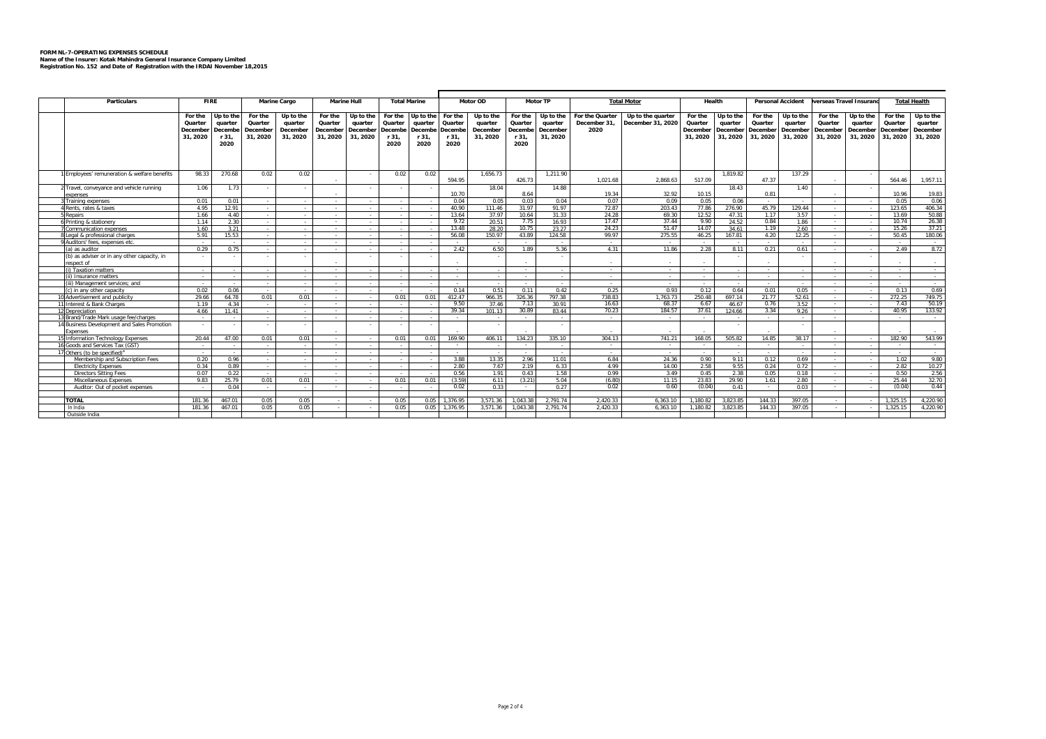**FORM NL-7-OPERATING EXPENSES SCHEDULE**
**Name of the Insurer: Kotak Mahindra General Insurance Company Limited**
**Registration No. 152 and Date of Registration with the IRDAI November 18,2015**

| | Particulars | FIRE | | Marine Cargo | | Marine Hull | | Total Marine | | Motor OD | | Motor TP | | Total Motor | | Health | | Personal Accident | | Overseas Travel Insurance | | Total Health | |
|---|---|---|---|---|---|---|---|---|---|---|---|---|---|---|---|---|---|---|---|---|---|---|---|
| | | For the Quarter December 31, 2020 | Up to the quarter December 31, 2020 | For the Quarter December 31, 2020 | Up to the quarter December 31, 2020 | For the Quarter December 31, 2020 | Up to the quarter December 31, 2020 | For the Quarter December 31, 2020 | Up to the quarter December 31, 2020 | For the Quarter December 31, 2020 | Up to the quarter December 31, 2020 | For the Quarter December 31, 2020 | Up to the quarter December 31, 2020 | For the Quarter December 31, 2020 | Up to the quarter December 31, 2020 | For the Quarter December 31, 2020 | Up to the quarter December 31, 2020 | For the Quarter December 31, 2020 | Up to the quarter December 31, 2020 | For the Quarter December 31, 2020 | Up to the quarter December 31, 2020 | For the Quarter December 31, 2020 | Up to the quarter December 31, 2020 |
| 1 | Employees' remuneration & welfare benefits | 98.33 | 270.68 | 0.02 | 0.02 | - | - | 0.02 | 0.02 | 594.95 | 1,656.73 | 426.73 | 1,211.90 | 1,021.68 | 2,868.63 | 517.09 | 1,819.82 | 47.37 | 137.29 | - | - | 564.46 | 1,957.11 |
| 2 | Travel, conveyance and vehicle running expenses | 1.06 | 1.73 | - | - | - | - | - | - | 10.70 | 18.04 | 8.64 | 14.88 | 19.34 | 32.92 | 10.15 | 18.43 | 0.81 | 1.40 | - | - | 10.96 | 19.83 |
| 3 | Training expenses | 0.01 | 0.01 | - | - | - | - | - | - | 0.04 | 0.05 | 0.03 | 0.04 | 0.07 | 0.09 | 0.05 | 0.06 | - | - | - | - | 0.05 | 0.06 |
| 4 | Rents, rates & taxes | 4.95 | 12.91 | - | - | - | - | - | - | 40.90 | 111.46 | 31.97 | 91.97 | 72.87 | 203.43 | 77.86 | 276.90 | 45.79 | 129.44 | - | - | 123.65 | 406.34 |
| 5 | Repairs | 1.66 | 4.40 | - | - | - | - | - | - | 13.64 | 37.97 | 10.64 | 31.33 | 24.28 | 69.30 | 12.52 | 47.31 | 1.17 | 3.57 | - | - | 13.69 | 50.88 |
| 6 | Printing & stationery | 1.14 | 2.30 | - | - | - | - | - | - | 9.72 | 20.51 | 7.75 | 16.93 | 17.47 | 37.44 | 9.90 | 24.52 | 0.84 | 1.86 | - | - | 10.74 | 26.38 |
| 7 | Communication expenses | 1.60 | 3.21 | - | - | - | - | - | - | 13.48 | 28.20 | 10.75 | 23.27 | 24.23 | 51.47 | 14.07 | 34.61 | 1.19 | 2.60 | - | - | 15.26 | 37.21 |
| 8 | Legal & professional charges | 5.91 | 15.53 | - | - | - | - | - | - | 56.08 | 150.97 | 43.89 | 124.58 | 99.97 | 275.55 | 46.25 | 167.81 | 4.20 | 12.25 | - | - | 50.45 | 180.06 |
| 9 | Auditors' fees, expenses etc. | - | - | - | - | - | - | - | - | - | - | - | - | - | - | - | - | - | - | - | - | - | - |
| | (a) as auditor | 0.29 | 0.75 | - | - | - | - | - | - | 2.42 | 6.50 | 1.89 | 5.36 | 4.31 | 11.86 | 2.28 | 8.11 | 0.21 | 0.61 | - | - | 2.49 | 8.72 |
| | (b) as adviser or in any other capacity, in respect of | - | - | - | - | - | - | - | - | - | - | - | - | - | - | - | - | - | - | - | - | - | - |
| | (i) Taxation matters | - | - | - | - | - | - | - | - | - | - | - | - | - | - | - | - | - | - | - | - | - | - |
| | (ii) Insurance matters | - | - | - | - | - | - | - | - | - | - | - | - | - | - | - | - | - | - | - | - | - | - |
| | (iii) Management services; and | - | - | - | - | - | - | - | - | - | - | - | - | - | - | - | - | - | - | - | - | - | - |
| | (c) in any other capacity | 0.02 | 0.06 | - | - | - | - | - | - | 0.14 | 0.51 | 0.11 | 0.42 | 0.25 | 0.93 | 0.12 | 0.64 | 0.01 | 0.05 | - | - | 0.13 | 0.69 |
| 10 | Advertisement and publicity | 29.66 | 64.78 | 0.01 | 0.01 | - | - | 0.01 | 0.01 | 412.47 | 966.35 | 326.36 | 797.38 | 738.83 | 1,763.73 | 250.48 | 697.14 | 21.77 | 52.61 | - | - | 272.25 | 749.75 |
| 11 | Interest & Bank Charges | 1.19 | 4.34 | - | - | - | - | - | - | 9.50 | 37.46 | 7.13 | 30.91 | 16.63 | 68.37 | 6.67 | 46.67 | 0.76 | 3.52 | - | - | 7.43 | 50.19 |
| 12 | Depreciation | 4.66 | 11.41 | - | - | - | - | - | - | 39.34 | 101.13 | 30.89 | 83.44 | 70.23 | 184.57 | 37.61 | 124.66 | 3.34 | 9.26 | - | - | 40.95 | 133.92 |
| 13 | Brand/Trade Mark usage fee/charges | - | - | - | - | - | - | - | - | - | - | - | - | - | - | - | - | - | - | - | - | - | - |
| 14 | Business Development and Sales Promotion Expenses | - | - | - | - | - | - | - | - | - | - | - | - | - | - | - | - | - | - | - | - | - | - |
| 15 | Information Technology Expenses | 20.44 | 47.00 | 0.01 | 0.01 | - | - | 0.01 | 0.01 | 169.90 | 406.11 | 134.23 | 335.10 | 304.13 | 741.21 | 168.05 | 505.82 | 14.85 | 38.17 | - | - | 182.90 | 543.99 |
| 16 | Goods and Services Tax (GST) | - | - | - | - | - | - | - | - | - | - | - | - | - | - | - | - | - | - | - | - | - | - |
| 17 | Others (to be specified)* | - | - | - | - | - | - | - | - | - | - | - | - | - | - | - | - | - | - | - | - | - | - |
| | Membership and Subscription Fees | 0.20 | 0.96 | - | - | - | - | - | - | 3.88 | 13.35 | 2.96 | 11.01 | 6.84 | 24.36 | 0.90 | 9.11 | 0.12 | 0.69 | - | - | 1.02 | 9.80 |
| | Electricity Expenses | 0.34 | 0.89 | - | - | - | - | - | - | 2.80 | 7.67 | 2.19 | 6.33 | 4.99 | 14.00 | 2.58 | 9.55 | 0.24 | 0.72 | - | - | 2.82 | 10.27 |
| | Directors Sitting Fees | 0.07 | 0.22 | - | - | - | - | - | - | 0.56 | 1.91 | 0.43 | 1.58 | 0.99 | 3.49 | 0.45 | 2.38 | 0.05 | 0.18 | - | - | 0.50 | 2.56 |
| | Miscellaneous Expenses | 9.83 | 25.79 | 0.01 | 0.01 | - | - | 0.01 | 0.01 | (3.59) | 6.11 | (3.21) | 5.04 | (6.80) | 11.15 | 23.83 | 29.90 | 1.61 | 2.80 | - | - | 25.44 | 32.70 |
| | Auditor: Out of pocket expenses | - | 0.04 | - | - | - | - | - | - | 0.02 | 0.33 | - | 0.27 | 0.02 | 0.60 | (0.04) | 0.41 | - | 0.03 | - | - | (0.04) | 0.44 |
| | **TOTAL** | 181.36 | 467.01 | 0.05 | 0.05 | - | - | 0.05 | 0.05 | 1,376.95 | 3,571.36 | 1,043.38 | 2,791.74 | 2,420.33 | 6,363.10 | 1,180.82 | 3,823.85 | 144.33 | 397.05 | - | - | 1,325.15 | 4,220.90 |
| | In India | 181.36 | 467.01 | 0.05 | 0.05 | - | - | 0.05 | 0.05 | 1,376.95 | 3,571.36 | 1,043.38 | 2,791.74 | 2,420.33 | 6,363.10 | 1,180.82 | 3,823.85 | 144.33 | 397.05 | - | - | 1,325.15 | 4,220.90 |
| | Outside India | | | | | | | | | | | | | | | | | | | | | | |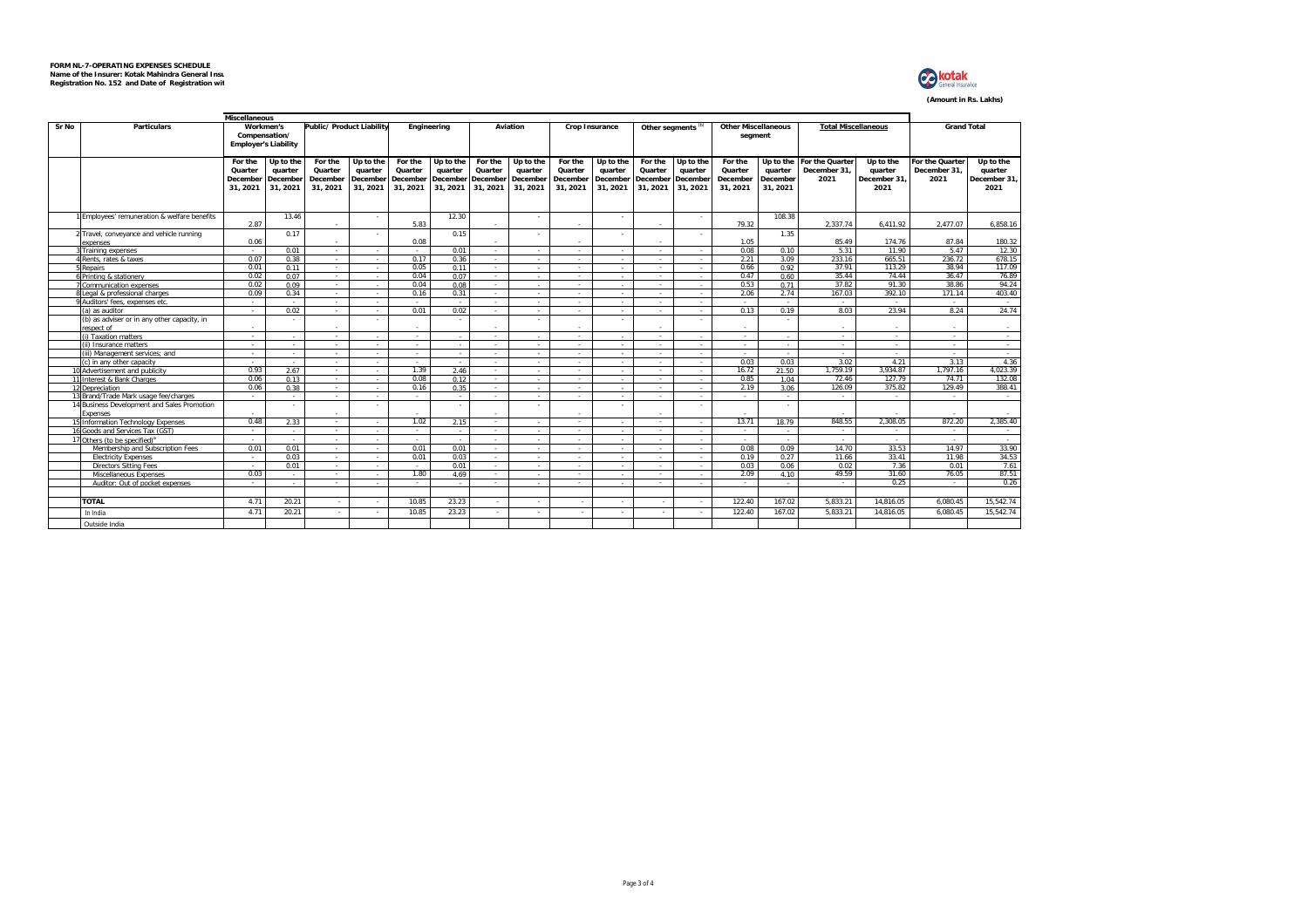**FORM NL-7-OPERATING EXPENSES SCHEDULE**
**Name of the Insurer: Kotak Mahindra General Insu**
**Registration No. 152 and Date of Registration wit**

**(Amount in Rs. Lakhs)**

| Sr No | Particulars | Miscellaneous Workmen's Compensation/ Employer's Liability | | Public/ Product Liability | | Engineering | | Aviation | | Crop Insurance | | Other segments [b] | | Other Miscellaneous segment | | Total Miscellaneous | | Grand Total | |
|---|---|---|---|---|---|---|---|---|---|---|---|---|---|---|---|---|---|---|---|
| | | For the Quarter December 31, 2021 | Up to the quarter December 31, 2021 | For the Quarter December 31, 2021 | Up to the quarter December 31, 2021 | For the Quarter December 31, 2021 | Up to the quarter December 31, 2021 | For the Quarter December 31, 2021 | Up to the quarter December 31, 2021 | For the Quarter December 31, 2021 | Up to the quarter December 31, 2021 | For the Quarter December 31, 2021 | Up to the quarter December 31, 2021 | For the Quarter December 31, 2021 | Up to the quarter December 31, 2021 | For the Quarter December 31, 2021 | Up to the quarter December 31, 2021 | For the Quarter December 31, 2021 | Up to the quarter December 31, 2021 |
| 1 | Employees' remuneration & welfare benefits | 2.87 | 13.46 | - | - | 5.83 | 12.30 | - | - | - | - | - | - | 79.32 | 108.38 | 2,337.74 | 6,411.92 | 2,477.07 | 6,858.16 |
| 2 | Travel, conveyance and vehicle running expenses | 0.06 | 0.17 | - | - | 0.08 | 0.15 | - | - | - | - | - | - | 1.05 | 1.35 | 85.49 | 174.76 | 87.84 | 180.32 |
| 3 | Training expenses | - | 0.01 | - | - | - | 0.01 | - | - | - | - | - | - | 0.08 | 0.10 | 5.31 | 11.90 | 5.47 | 12.30 |
| 4 | Rents, rates & taxes | 0.07 | 0.38 | - | - | 0.17 | 0.36 | - | - | - | - | - | - | 2.21 | 3.09 | 233.16 | 665.51 | 236.72 | 678.15 |
| 5 | Repairs | 0.01 | 0.11 | - | - | 0.05 | 0.11 | - | - | - | - | - | - | 0.66 | 0.92 | 37.91 | 113.29 | 38.94 | 117.09 |
| 6 | Printing & stationery | 0.02 | 0.07 | - | - | 0.04 | 0.07 | - | - | - | - | - | - | 0.47 | 0.60 | 35.44 | 74.44 | 36.47 | 76.89 |
| 7 | Communication expenses | 0.02 | 0.09 | - | - | 0.04 | 0.08 | - | - | - | - | - | - | 0.53 | 0.71 | 37.82 | 91.30 | 38.86 | 94.24 |
| 8 | Legal & professional charges | 0.09 | 0.34 | - | - | 0.16 | 0.31 | - | - | - | - | - | - | 2.06 | 2.74 | 167.03 | 392.10 | 171.14 | 403.40 |
| 9 | Auditors' fees, expenses etc. | - | - | - | - | - | - | - | - | - | - | - | - | - | - | - | - | - | - |
| | (a) as auditor | - | 0.02 | - | - | 0.01 | 0.02 | - | - | - | - | - | - | 0.13 | 0.19 | 8.03 | 23.94 | 8.24 | 24.74 |
| | (b) as adviser or in any other capacity, in respect of | - | - | - | - | - | - | - | - | - | - | - | - | - | - | - | - | - | - |
| | (i) Taxation matters | - | - | - | - | - | - | - | - | - | - | - | - | - | - | - | - | - | - |
| | (ii) Insurance matters | - | - | - | - | - | - | - | - | - | - | - | - | - | - | - | - | - | - |
| | (iii) Management services; and | - | - | - | - | - | - | - | - | - | - | - | - | - | - | - | - | - | - |
| | (c) in any other capacity | - | - | - | - | - | - | - | - | - | - | - | - | 0.03 | 0.03 | 3.02 | 4.21 | 3.13 | 4.36 |
| 10 | Advertisement and publicity | 0.93 | 2.67 | - | - | 1.39 | 2.46 | - | - | - | - | - | - | 16.72 | 21.50 | 1,759.19 | 3,934.87 | 1,797.16 | 4,023.39 |
| 11 | Interest & Bank Charges | 0.06 | 0.13 | - | - | 0.08 | 0.12 | - | - | - | - | - | - | 0.85 | 1.04 | 72.46 | 127.79 | 74.71 | 132.08 |
| 12 | Depreciation | 0.06 | 0.38 | - | - | 0.16 | 0.35 | - | - | - | - | - | - | 2.19 | 3.06 | 126.09 | 375.82 | 129.49 | 388.41 |
| 13 | Brand/Trade Mark usage fee/charges | - | - | - | - | - | - | - | - | - | - | - | - | - | - | - | - | - | - |
| 14 | Business Development and Sales Promotion Expenses | - | - | - | - | - | - | - | - | - | - | - | - | - | - | - | - | - | - |
| 15 | Information Technology Expenses | 0.48 | 2.33 | - | - | 1.02 | 2.15 | - | - | - | - | - | - | 13.71 | 18.79 | 848.55 | 2,308.05 | 872.20 | 2,385.40 |
| 16 | Goods and Services Tax (GST) | - | - | - | - | - | - | - | - | - | - | - | - | - | - | - | - | - | - |
| 17 | Others (to be specified)[a] | - | - | - | - | - | - | - | - | - | - | - | - | - | - | - | - | - | - |
| | Membership and Subscription Fees | 0.01 | 0.01 | - | - | 0.01 | 0.01 | - | - | - | - | - | - | 0.08 | 0.09 | 14.70 | 33.53 | 14.97 | 33.90 |
| | Electricity Expenses | - | 0.03 | - | - | 0.01 | 0.03 | - | - | - | - | - | - | 0.19 | 0.27 | 11.66 | 33.41 | 11.98 | 34.53 |
| | Directors Sitting Fees | - | 0.01 | - | - | - | 0.01 | - | - | - | - | - | - | 0.03 | 0.06 | 0.02 | 7.36 | 0.01 | 7.61 |
| | Miscellaneous Expenses | 0.03 | - | - | - | 1.80 | 4.69 | - | - | - | - | - | - | 2.09 | 4.10 | 49.59 | 31.60 | 76.05 | 87.51 |
| | Auditor: Out of pocket expenses | - | - | - | - | - | - | - | - | - | - | - | - | - | - | - | 0.25 | - | 0.26 |
| | **TOTAL** | 4.71 | 20.21 | - | - | 10.85 | 23.23 | - | - | - | - | - | - | 122.40 | 167.02 | 5,833.21 | 14,816.05 | 6,080.45 | 15,542.74 |
| | In India | 4.71 | 20.21 | - | - | 10.85 | 23.23 | - | - | - | - | - | - | 122.40 | 167.02 | 5,833.21 | 14,816.05 | 6,080.45 | 15,542.74 |
| | Outside India | | | | | | | | | | | | | | | | | | |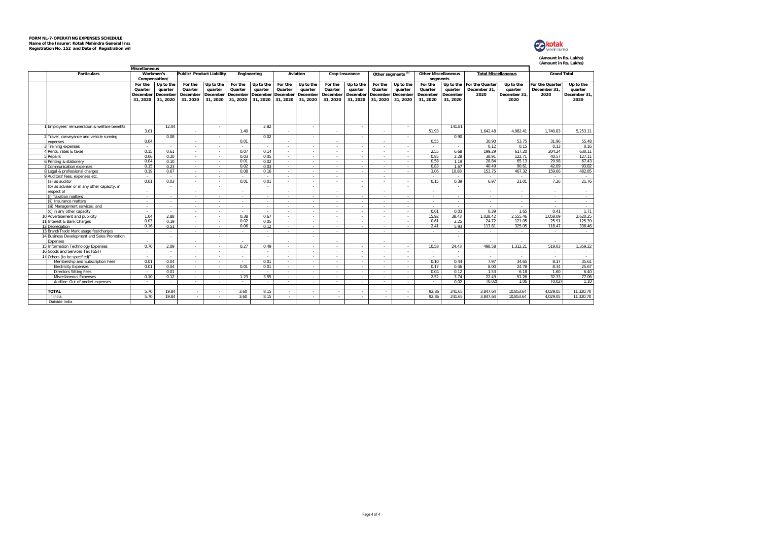**FORM NL-7-OPERATING EXPENSES SCHEDULE**
**Name of the Insurer: Kotak Mahindra General Insu**
**Registration No. 152 and Date of Registration wit**

**(Amount in Rs. Lakhs)**
**(Amount in Rs. Lakhs)**

| | Particulars | Miscellaneous Workmen's Compensation/ | | Public/ Product Liability | | Engineering | | Aviation | | Crop Insurance | | Other segments [(b)] | | Other Miscellaneous segments | | Total Miscellaneous | | Grand Total | |
|---|---|---|---|---|---|---|---|---|---|---|---|---|---|---|---|---|---|---|---|
| | | For the Quarter December 31, 2020 | Up to the quarter December 31, 2020 | For the Quarter December 31, 2020 | Up to the quarter December 31, 2020 | For the Quarter December 31, 2020 | Up to the quarter December 31, 2020 | For the Quarter December 31, 2020 | Up to the quarter December 31, 2020 | For the Quarter December 31, 2020 | Up to the quarter December 31, 2020 | For the Quarter December 31, 2020 | Up to the quarter December 31, 2020 | For the Quarter December 31, 2020 | Up to the quarter December 31, 2020 | For the Quarter December 31, 2020 | Up to the quarter December 31, 2020 | For the Quarter December 31, 2020 | Up to the quarter December 31, 2020 |
| 1 | Employees' remuneration & welfare benefits | 3.01 | 12.04 | - | - | 1.40 | 2.82 | - | - | - | - | - | - | 51.93 | 141.81 | 1,642.48 | 4,982.41 | 1,740.83 | 5,253.11 |
| 2 | Travel, conveyance and vehicle running expenses | 0.04 | 0.08 | - | - | 0.01 | 0.02 | - | - | - | - | - | - | 0.55 | 0.90 | 30.90 | 53.75 | 31.96 | 55.48 |
| 3 | Training expenses | - | - | - | - | - | - | - | - | - | - | - | - | - | - | 0.12 | 0.15 | 0.13 | 0.16 |
| 4 | Rents, rates & taxes | 0.15 | 0.61 | - | - | 0.07 | 0.14 | - | - | - | - | - | - | 2.55 | 6.68 | 199.29 | 617.20 | 204.24 | 630.11 |
| 5 | Repairs | 0.06 | 0.20 | - | - | 0.03 | 0.05 | - | - | - | - | - | - | 0.85 | 2.28 | 38.91 | 122.71 | 40.57 | 127.11 |
| 6 | Printing & stationery | 0.04 | 0.10 | - | - | 0.01 | 0.02 | - | - | - | - | - | - | 0.58 | 1.19 | 28.84 | 65.13 | 29.98 | 67.43 |
| 7 | Communication expenses | 0.15 | 0.23 | - | - | 0.02 | 0.03 | - | - | - | - | - | - | 0.83 | 1.67 | 40.49 | 90.61 | 42.09 | 93.82 |
| 8 | Legal & professional charges | 0.19 | 0.67 | - | - | 0.08 | 0.16 | - | - | - | - | - | - | 3.06 | 10.88 | 153.75 | 467.32 | 159.66 | 482.85 |
| 9 | Auditors' fees, expenses etc. | - | - | - | - | - | - | - | - | - | | - | | - | - | - | - | - | - |
| | (a) as auditor | 0.01 | 0.03 | - | - | 0.01 | 0.01 | - | - | - | - | - | - | 0.15 | 0.39 | 6.97 | 21.01 | 7.26 | 21.76 |
| | (b) as adviser or in any other capacity, in respect of | - | - | - | - | - | - | - | - | - | - | - | - | - | - | - | - | - | - |
| | (i) Taxation matters | - | - | - | - | - | - | - | - | - | - | - | - | - | - | - | - | - | - |
| | (ii) Insurance matters | - | - | - | - | - | - | - | - | - | - | - | - | - | - | - | - | - | - |
| | (iii) Management services; and | - | - | - | - | - | - | - | - | - | - | - | - | - | - | - | - | - | - |
| | (c) in any other capacity | - | - | - | - | - | - | - | - | - | - | - | - | 0.01 | 0.03 | 0.39 | 1.65 | 0.41 | 1.71 |
| 10 | Advertisement and publicity | 1.04 | 2.88 | - | - | 0.38 | 0.67 | - | - | - | - | - | - | 15.92 | 38.43 | 1,028.42 | 2,555.46 | 1,058.09 | 2,620.25 |
| 11 | Interest & Bank Charges | 0.03 | 0.19 | - | - | 0.02 | 0.05 | - | - | - | - | - | - | 0.61 | 2.25 | 24.72 | 121.05 | 25.91 | 125.39 |
| 12 | Depreciation | 0.16 | 0.51 | - | - | 0.06 | 0.12 | - | - | - | - | - | - | 2.41 | 5.93 | 113.81 | 325.05 | 118.47 | 336.46 |
| 13 | Brand/Trade Mark usage fee/charges | - | - | - | - | - | - | - | - | - | | - | | - | - | - | - | - | - |
| 14 | Business Development and Sales Promotion Expenses | - | - | - | - | - | - | - | - | - | | - | | - | - | - | - | - | - |
| 15 | Information Technology Expenses | 0.70 | 2.09 | - | - | 0.27 | 0.49 | - | - | - | - | - | - | 10.58 | 24.43 | 498.58 | 1,312.21 | 519.03 | 1,359.22 |
| 16 | Goods and Services Tax (GST) | - | - | - | - | - | - | - | - | - | - | - | - | - | - | - | - | - | - |
| 17 | Others (to be specified)* | - | - | - | - | - | - | - | - | - | - | - | - | - | - | - | - | - | - |
| | Membership and Subscription Fees | 0.01 | 0.04 | - | - | - | 0.01 | - | - | - | - | - | - | 0.10 | 0.44 | 7.97 | 34.65 | 8.17 | 35.61 |
| | Electricity Expenses | 0.01 | 0.04 | - | - | 0.01 | 0.01 | - | - | - | - | - | - | 0.17 | 0.46 | 8.00 | 24.78 | 8.34 | 25.67 |
| | Directors Sitting Fees | - | 0.01 | - | - | - | - | - | - | - | - | - | - | 0.04 | 0.12 | 1.53 | 6.18 | 1.60 | 6.40 |
| | Miscellaneous Expenses | 0.10 | 0.12 | - | - | 1.23 | 3.55 | - | - | - | - | - | - | 2.52 | 3.74 | 22.49 | 51.26 | 32.33 | 77.06 |
| | Auditor: Out of pocket expenses | - | - | - | - | - | - | - | - | - | - | - | - | - | 0.02 | (0.02) | 1.06 | (0.02) | 1.10 |
| | **TOTAL** | 5.70 | 19.84 | - | - | 3.60 | 8.15 | - | - | - | - | - | - | 92.86 | 241.65 | 3,847.64 | 10,853.64 | 4,029.05 | 11,320.70 |
| | In India | 5.70 | 19.84 | - | - | 3.60 | 8.15 | - | - | - | - | - | - | 92.86 | 241.65 | 3,847.64 | 10,853.64 | 4,029.05 | 11,320.70 |
| | Outside India | | | | | | | | | | | | | | | | | | |